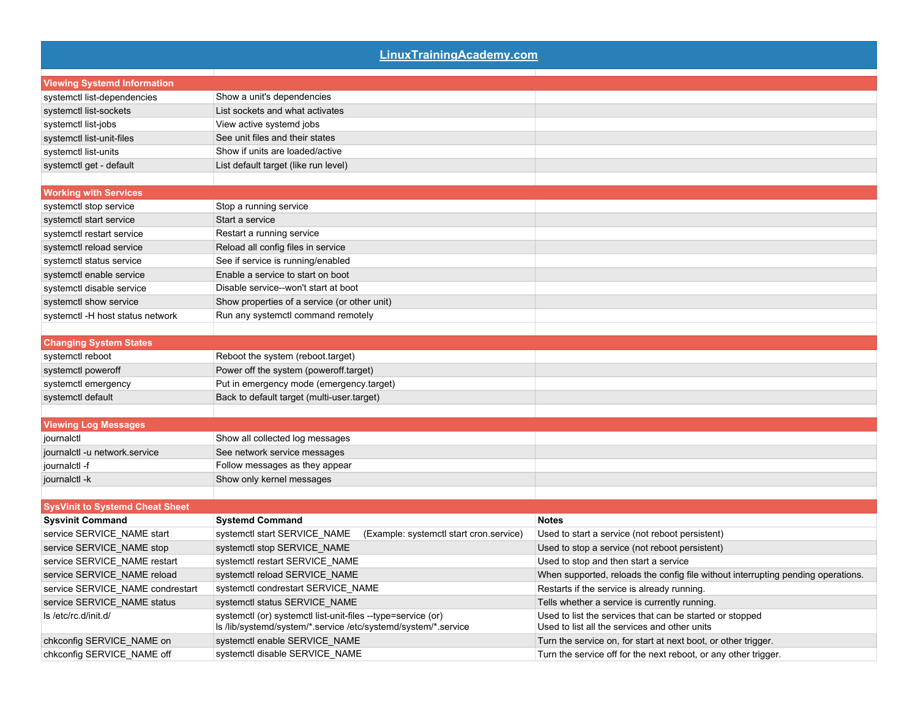# [LinuxTrainingAcademy.com](LinuxTrainingAcademy.com)

## Viewing Systemd Information

| Command | Description |
|---|---|
| systemctl list-dependencies | Show a unit's dependencies |
| systemctl list-sockets | List sockets and what activates |
| systemctl list-jobs | View active systemd jobs |
| systemctl list-unit-files | See unit files and their states |
| systemctl list-units | Show if units are loaded/active |
| systemctl get - default | List default target (like run level) |

## Working with Services

| Command | Description |
|---|---|
| systemctl stop service | Stop a running service |
| systemctl start service | Start a service |
| systemctl restart service | Restart a running service |
| systemctl reload service | Reload all config files in service |
| systemctl status service | See if service is running/enabled |
| systemctl enable service | Enable a service to start on boot |
| systemctl disable service | Disable service--won't start at boot |
| systemctl show service | Show properties of a service (or other unit) |
| systemctl -H host status network | Run any systemctl command remotely |

## Changing System States

| Command | Description |
|---|---|
| systemctl reboot | Reboot the system (reboot.target) |
| systemctl poweroff | Power off the system (poweroff.target) |
| systemctl emergency | Put in emergency mode (emergency.target) |
| systemctl default | Back to default target (multi-user.target) |

## Viewing Log Messages

| Command | Description |
|---|---|
| journalctl | Show all collected log messages |
| journalctl -u network.service | See network service messages |
| journalctl -f | Follow messages as they appear |
| journalctl -k | Show only kernel messages |

## SysVinit to Systemd Cheat Sheet

| Sysvinit Command | Systemd Command | Notes |
|---|---|---|
| service SERVICE_NAME start | systemctl start SERVICE_NAME (Example: systemctl start cron.service) | Used to start a service (not reboot persistent) |
| service SERVICE_NAME stop | systemctl stop SERVICE_NAME | Used to stop a service (not reboot persistent) |
| service SERVICE_NAME restart | systemctl restart SERVICE_NAME | Used to stop and then start a service |
| service SERVICE_NAME reload | systemctl reload SERVICE_NAME | When supported, reloads the config file without interrupting pending operations. |
| service SERVICE_NAME condrestart | systemctl condrestart SERVICE_NAME | Restarts if the service is already running. |
| service SERVICE_NAME status | systemctl status SERVICE_NAME | Tells whether a service is currently running. |
| ls /etc/rc.d/init.d/ | systemctl (or) systemctl list-unit-files --type=service (or)<br>ls /lib/systemd/system/*.service /etc/systemd/system/*.service | Used to list the services that can be started or stopped<br>Used to list all the services and other units |
| chkconfig SERVICE_NAME on | systemctl enable SERVICE_NAME | Turn the service on, for start at next boot, or other trigger. |
| chkconfig SERVICE_NAME off | systemctl disable SERVICE_NAME | Turn the service off for the next reboot, or any other trigger. |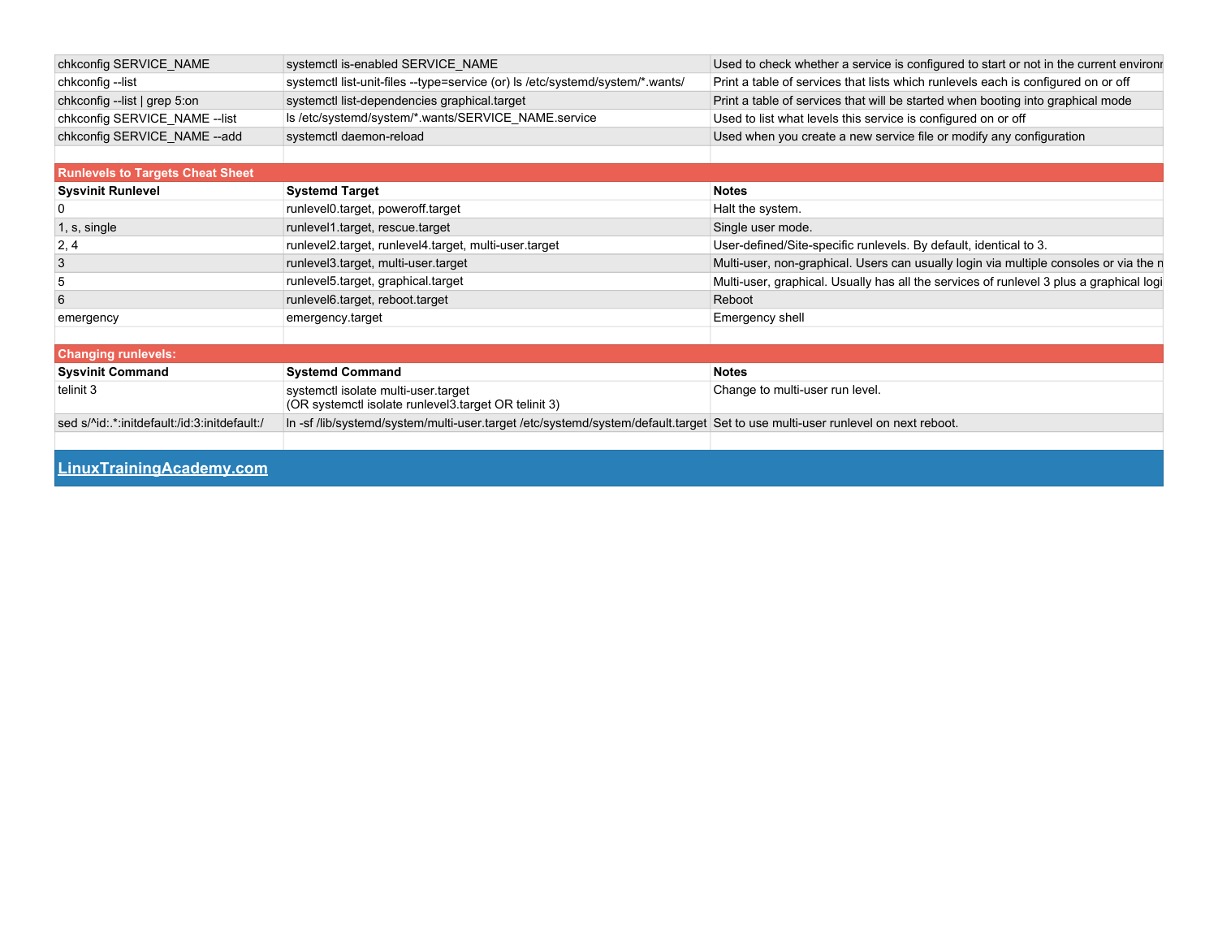| | | |
|---|---|---|
| chkconfig SERVICE_NAME | systemctl is-enabled SERVICE_NAME | Used to check whether a service is configured to start or not in the current environn |
| chkconfig --list | systemctl list-unit-files --type=service (or) ls /etc/systemd/system/*.wants/ | Print a table of services that lists which runlevels each is configured on or off |
| chkconfig --list \| grep 5:on | systemctl list-dependencies graphical.target | Print a table of services that will be started when booting into graphical mode |
| chkconfig SERVICE_NAME --list | ls /etc/systemd/system/*.wants/SERVICE_NAME.service | Used to list what levels this service is configured on or off |
| chkconfig SERVICE_NAME --add | systemctl daemon-reload | Used when you create a new service file or modify any configuration |

## Runlevels to Targets Cheat Sheet

| Sysvinit Runlevel | Systemd Target | Notes |
|---|---|---|
| 0 | runlevel0.target, poweroff.target | Halt the system. |
| 1, s, single | runlevel1.target, rescue.target | Single user mode. |
| 2, 4 | runlevel2.target, runlevel4.target, multi-user.target | User-defined/Site-specific runlevels. By default, identical to 3. |
| 3 | runlevel3.target, multi-user.target | Multi-user, non-graphical. Users can usually login via multiple consoles or via the n |
| 5 | runlevel5.target, graphical.target | Multi-user, graphical. Usually has all the services of runlevel 3 plus a graphical logi |
| 6 | runlevel6.target, reboot.target | Reboot |
| emergency | emergency.target | Emergency shell |

## Changing runlevels:

| Sysvinit Command | Systemd Command | Notes |
|---|---|---|
| telinit 3 | systemctl isolate multi-user.target<br>(OR systemctl isolate runlevel3.target OR telinit 3) | Change to multi-user run level. |
| sed s/^id:.*:initdefault:/id:3:initdefault:/ | ln -sf /lib/systemd/system/multi-user.target /etc/systemd/system/default.target | Set to use multi-user runlevel on next reboot. |

**LinuxTrainingAcademy.com**